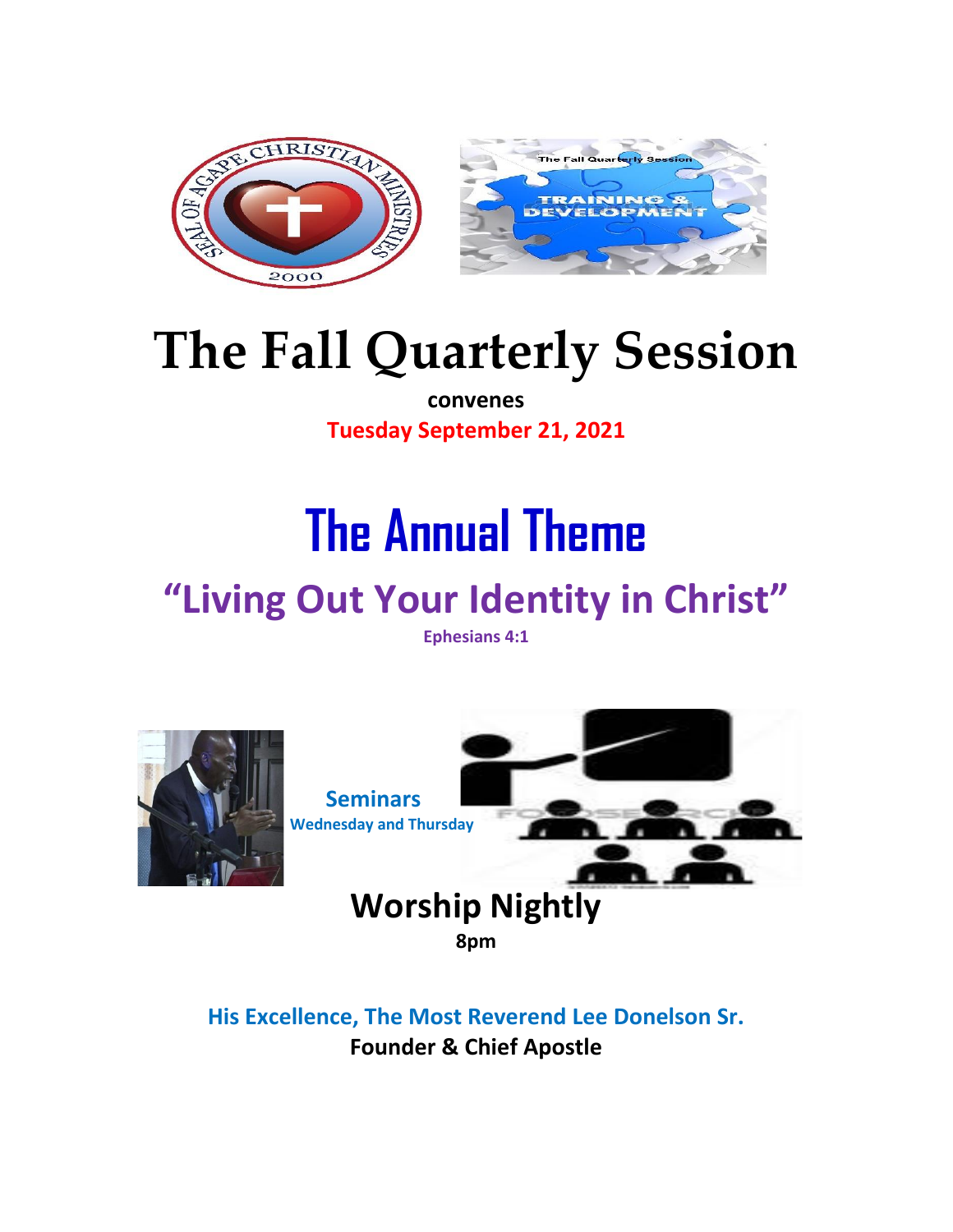# The Fall Quarterly Session

**convenes**

**Tuesday September 21, 2021**

# The Annual Theme

## "Living Out Your Identity in Christ"

**Ephesians 4:1**

**Seminars**

**Wednesday and Thursday**

## Worship Nightly

**8pm**

**His Excellence, The Most Reverend Lee Donelson Sr.**

**Founder & Chief Apostle**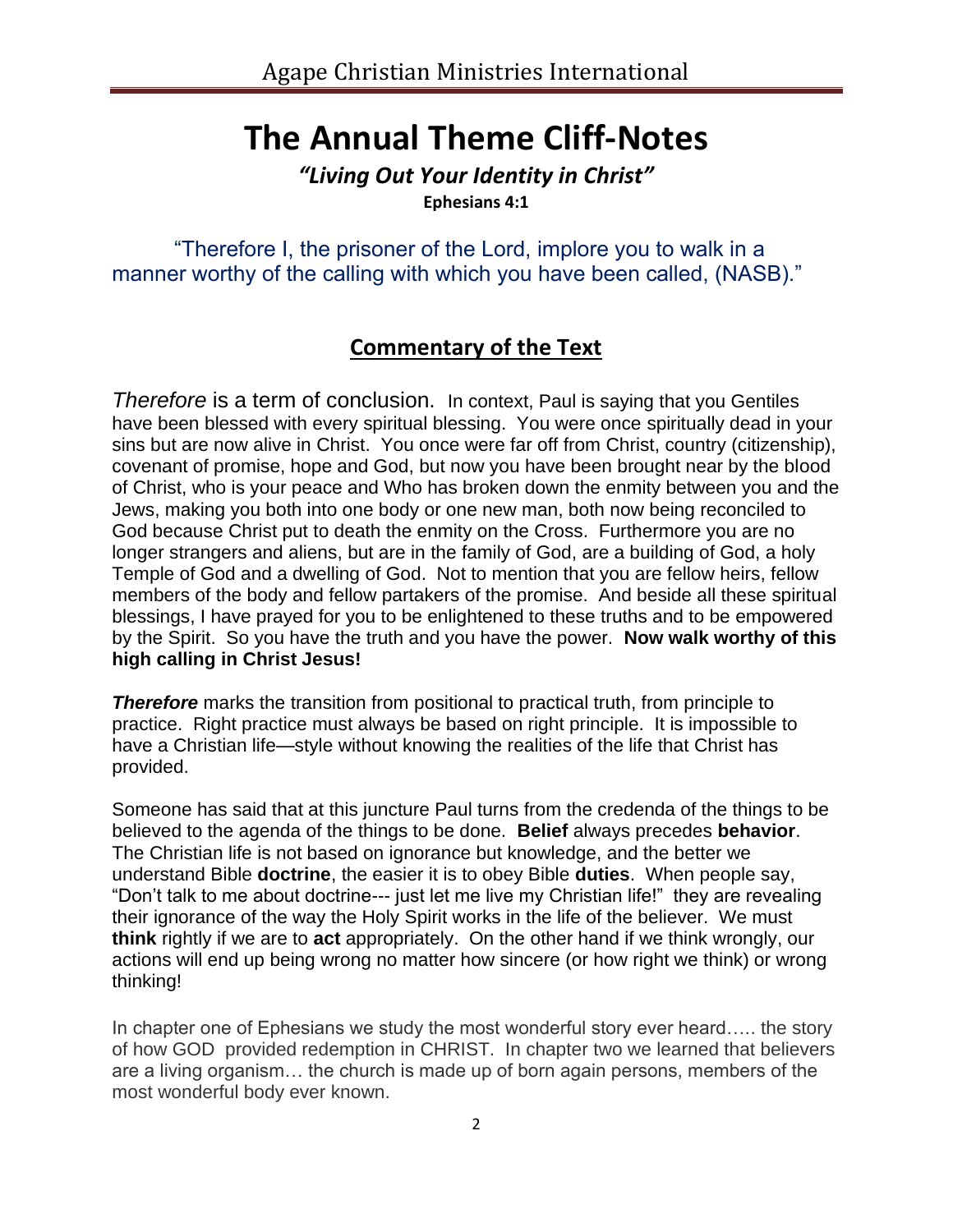# The Annual Theme Cliff-Notes

***"Living Out Your Identity in Christ"***

**Ephesians 4:1**

"Therefore I, the prisoner of the Lord, implore you to walk in a manner worthy of the calling with which you have been called, (NASB)."

## Commentary of the Text

*Therefore* is a term of conclusion. In context, Paul is saying that you Gentiles have been blessed with every spiritual blessing. You were once spiritually dead in your sins but are now alive in Christ. You once were far off from Christ, country (citizenship), covenant of promise, hope and God, but now you have been brought near by the blood of Christ, who is your peace and Who has broken down the enmity between you and the Jews, making you both into one body or one new man, both now being reconciled to God because Christ put to death the enmity on the Cross. Furthermore you are no longer strangers and aliens, but are in the family of God, are a building of God, a holy Temple of God and a dwelling of God. Not to mention that you are fellow heirs, fellow members of the body and fellow partakers of the promise. And beside all these spiritual blessings, I have prayed for you to be enlightened to these truths and to be empowered by the Spirit. So you have the truth and you have the power. **Now walk worthy of this high calling in Christ Jesus!**

***Therefore*** marks the transition from positional to practical truth, from principle to practice. Right practice must always be based on right principle. It is impossible to have a Christian life—style without knowing the realities of the life that Christ has provided.

Someone has said that at this juncture Paul turns from the credenda of the things to be believed to the agenda of the things to be done. **Belief** always precedes **behavior**. The Christian life is not based on ignorance but knowledge, and the better we understand Bible **doctrine**, the easier it is to obey Bible **duties**. When people say, "Don't talk to me about doctrine--- just let me live my Christian life!" they are revealing their ignorance of the way the Holy Spirit works in the life of the believer. We must **think** rightly if we are to **act** appropriately. On the other hand if we think wrongly, our actions will end up being wrong no matter how sincere (or how right we think) or wrong thinking!

In chapter one of Ephesians we study the most wonderful story ever heard….. the story of how GOD provided redemption in CHRIST. In chapter two we learned that believers are a living organism… the church is made up of born again persons, members of the most wonderful body ever known.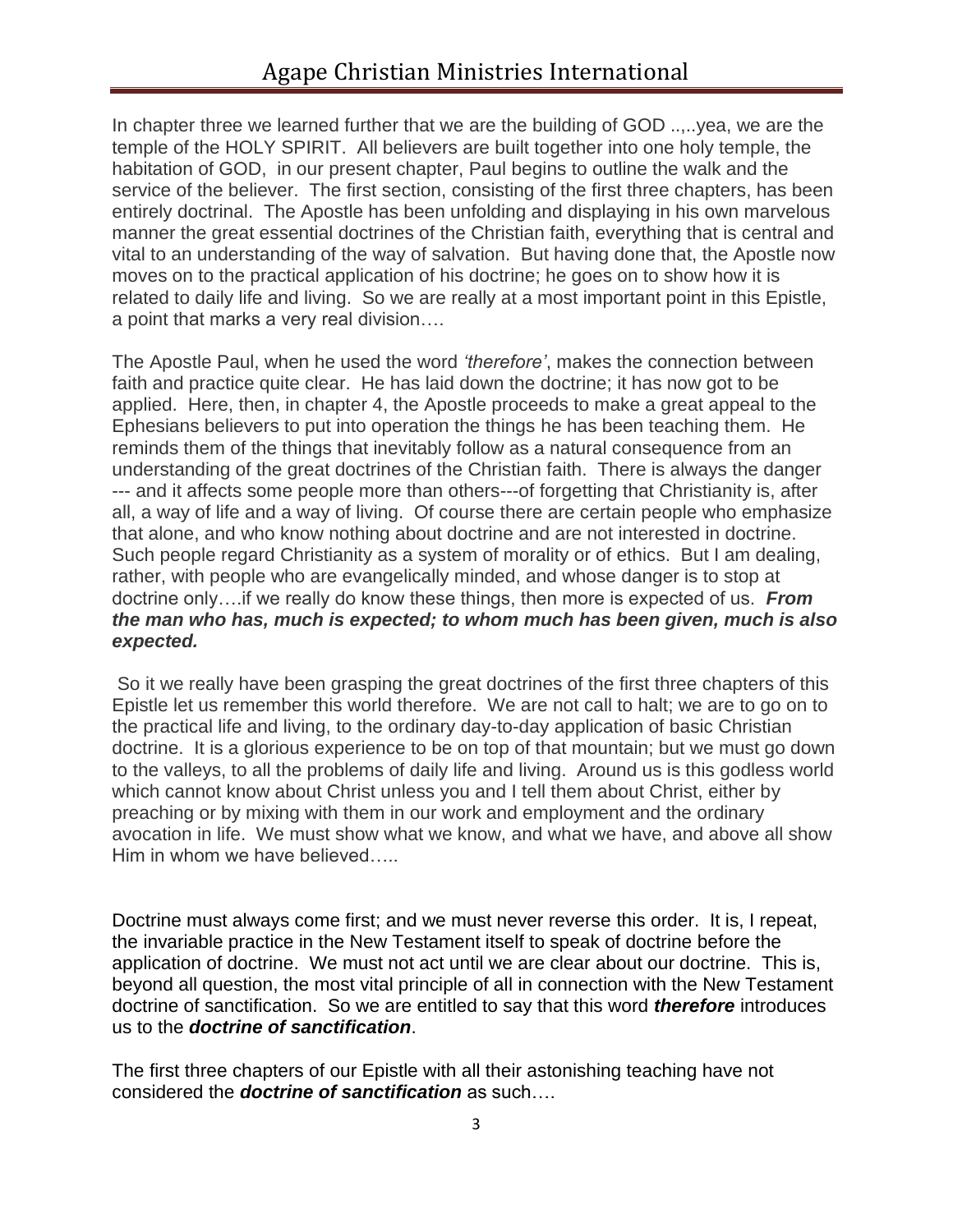In chapter three we learned further that we are the building of GOD ..,..yea, we are the temple of the HOLY SPIRIT. All believers are built together into one holy temple, the habitation of GOD, in our present chapter, Paul begins to outline the walk and the service of the believer. The first section, consisting of the first three chapters, has been entirely doctrinal. The Apostle has been unfolding and displaying in his own marvelous manner the great essential doctrines of the Christian faith, everything that is central and vital to an understanding of the way of salvation. But having done that, the Apostle now moves on to the practical application of his doctrine; he goes on to show how it is related to daily life and living. So we are really at a most important point in this Epistle, a point that marks a very real division….

The Apostle Paul, when he used the word *'therefore'*, makes the connection between faith and practice quite clear. He has laid down the doctrine; it has now got to be applied. Here, then, in chapter 4, the Apostle proceeds to make a great appeal to the Ephesians believers to put into operation the things he has been teaching them. He reminds them of the things that inevitably follow as a natural consequence from an understanding of the great doctrines of the Christian faith. There is always the danger --- and it affects some people more than others---of forgetting that Christianity is, after all, a way of life and a way of living. Of course there are certain people who emphasize that alone, and who know nothing about doctrine and are not interested in doctrine. Such people regard Christianity as a system of morality or of ethics. But I am dealing, rather, with people who are evangelically minded, and whose danger is to stop at doctrine only….if we really do know these things, then more is expected of us. ***From the man who has, much is expected; to whom much has been given, much is also expected.***

So it we really have been grasping the great doctrines of the first three chapters of this Epistle let us remember this world therefore. We are not call to halt; we are to go on to the practical life and living, to the ordinary day-to-day application of basic Christian doctrine. It is a glorious experience to be on top of that mountain; but we must go down to the valleys, to all the problems of daily life and living. Around us is this godless world which cannot know about Christ unless you and I tell them about Christ, either by preaching or by mixing with them in our work and employment and the ordinary avocation in life. We must show what we know, and what we have, and above all show Him in whom we have believed…..

Doctrine must always come first; and we must never reverse this order. It is, I repeat, the invariable practice in the New Testament itself to speak of doctrine before the application of doctrine. We must not act until we are clear about our doctrine. This is, beyond all question, the most vital principle of all in connection with the New Testament doctrine of sanctification. So we are entitled to say that this word ***therefore*** introduces us to the ***doctrine of sanctification***.

The first three chapters of our Epistle with all their astonishing teaching have not considered the ***doctrine of sanctification*** as such….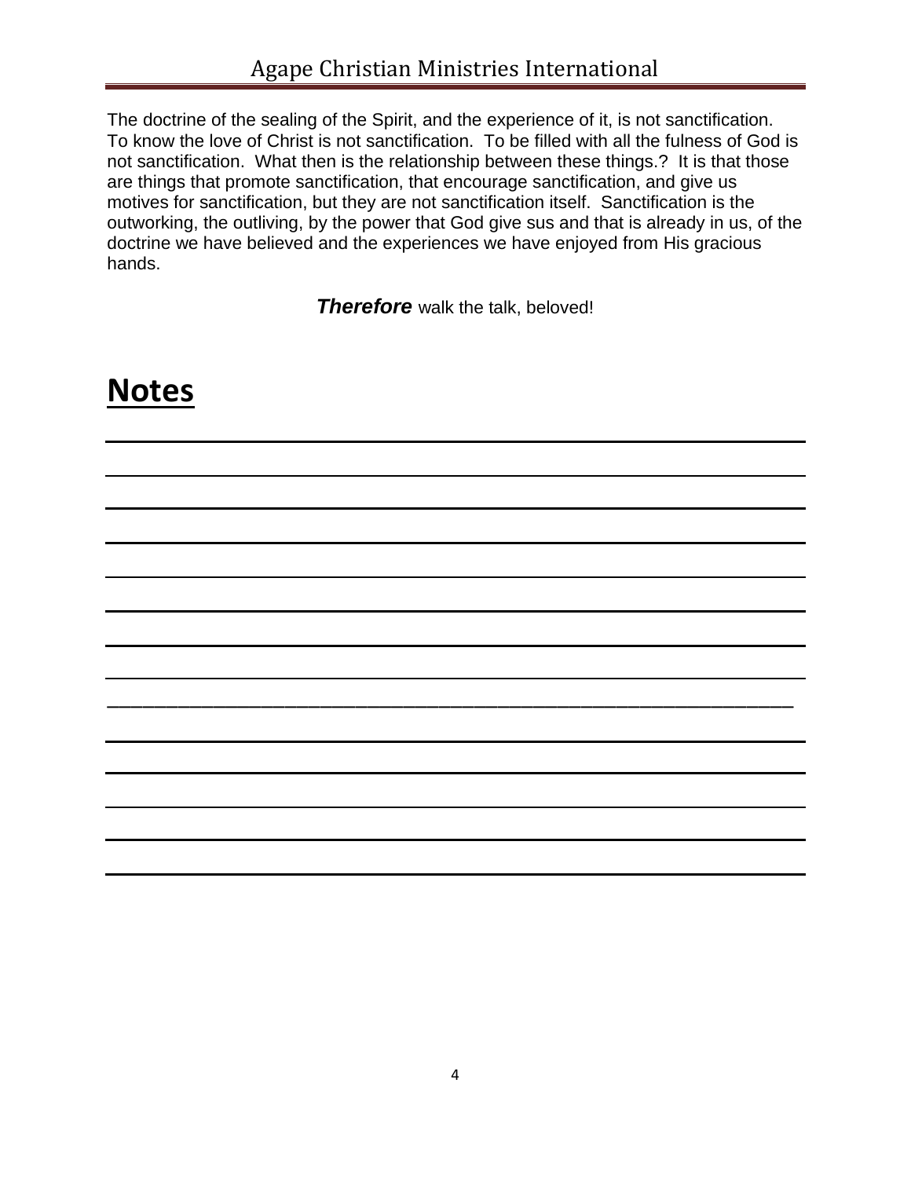The doctrine of the sealing of the Spirit, and the experience of it, is not sanctification. To know the love of Christ is not sanctification. To be filled with all the fulness of God is not sanctification. What then is the relationship between these things.? It is that those are things that promote sanctification, that encourage sanctification, and give us motives for sanctification, but they are not sanctification itself. Sanctification is the outworking, the outliving, by the power that God give sus and that is already in us, of the doctrine we have believed and the experiences we have enjoyed from His gracious hands.

***Therefore*** walk the talk, beloved!

# Notes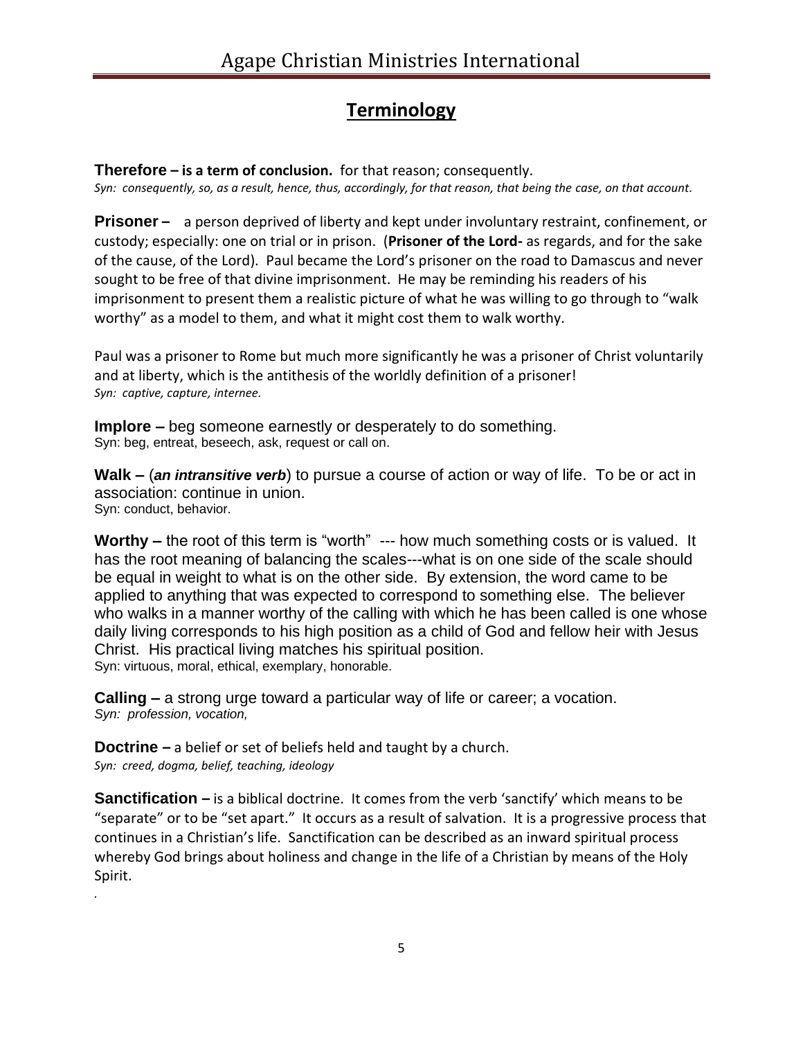# Terminology

**Therefore – is a term of conclusion.** for that reason; consequently.
*Syn: consequently, so, as a result, hence, thus, accordingly, for that reason, that being the case, on that account.*

**Prisoner –** a person deprived of liberty and kept under involuntary restraint, confinement, or custody; especially: one on trial or in prison. (**Prisoner of the Lord-** as regards, and for the sake of the cause, of the Lord). Paul became the Lord's prisoner on the road to Damascus and never sought to be free of that divine imprisonment. He may be reminding his readers of his imprisonment to present them a realistic picture of what he was willing to go through to "walk worthy" as a model to them, and what it might cost them to walk worthy.

Paul was a prisoner to Rome but much more significantly he was a prisoner of Christ voluntarily and at liberty, which is the antithesis of the worldly definition of a prisoner!
*Syn: captive, capture, internee.*

**Implore –** beg someone earnestly or desperately to do something.
Syn: beg, entreat, beseech, ask, request or call on.

**Walk –** (***an intransitive verb***) to pursue a course of action or way of life. To be or act in association: continue in union.
Syn: conduct, behavior.

**Worthy –** the root of this term is "worth" --- how much something costs or is valued. It has the root meaning of balancing the scales---what is on one side of the scale should be equal in weight to what is on the other side. By extension, the word came to be applied to anything that was expected to correspond to something else. The believer who walks in a manner worthy of the calling with which he has been called is one whose daily living corresponds to his high position as a child of God and fellow heir with Jesus Christ. His practical living matches his spiritual position.
Syn: virtuous, moral, ethical, exemplary, honorable.

**Calling –** a strong urge toward a particular way of life or career; a vocation.
*Syn: profession, vocation,*

**Doctrine –** a belief or set of beliefs held and taught by a church.
*Syn: creed, dogma, belief, teaching, ideology*

**Sanctification –** is a biblical doctrine. It comes from the verb 'sanctify' which means to be "separate" or to be "set apart." It occurs as a result of salvation. It is a progressive process that continues in a Christian's life. Sanctification can be described as an inward spiritual process whereby God brings about holiness and change in the life of a Christian by means of the Holy Spirit.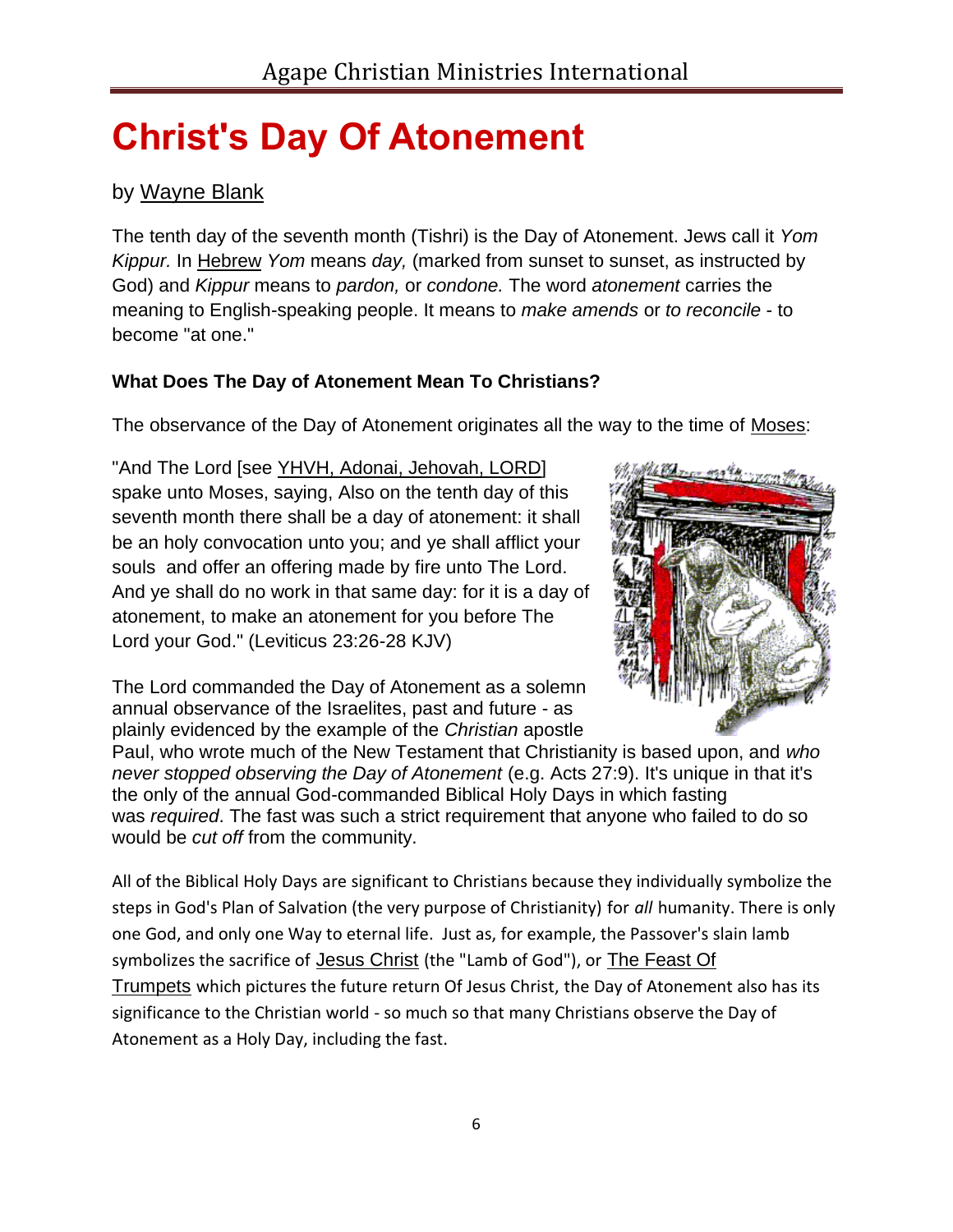# Christ's Day Of Atonement

by Wayne Blank

The tenth day of the seventh month (Tishri) is the Day of Atonement. Jews call it *Yom Kippur.* In Hebrew *Yom* means *day,* (marked from sunset to sunset, as instructed by God) and *Kippur* means to *pardon,* or *condone.* The word *atonement* carries the meaning to English-speaking people. It means to *make amends* or *to reconcile* - to become "at one."

### What Does The Day of Atonement Mean To Christians?

The observance of the Day of Atonement originates all the way to the time of Moses:

"And The Lord [see YHVH, Adonai, Jehovah, LORD] spake unto Moses, saying, Also on the tenth day of this seventh month there shall be a day of atonement: it shall be an holy convocation unto you; and ye shall afflict your souls and offer an offering made by fire unto The Lord. And ye shall do no work in that same day: for it is a day of atonement, to make an atonement for you before The Lord your God." (Leviticus 23:26-28 KJV)

The Lord commanded the Day of Atonement as a solemn annual observance of the Israelites, past and future - as plainly evidenced by the example of the *Christian* apostle Paul, who wrote much of the New Testament that Christianity is based upon, and *who never stopped observing the Day of Atonement* (e.g. Acts 27:9). It's unique in that it's the only of the annual God-commanded Biblical Holy Days in which fasting was *required*. The fast was such a strict requirement that anyone who failed to do so would be *cut off* from the community.

All of the Biblical Holy Days are significant to Christians because they individually symbolize the steps in God's Plan of Salvation (the very purpose of Christianity) for *all* humanity. There is only one God, and only one Way to eternal life. Just as, for example, the Passover's slain lamb symbolizes the sacrifice of Jesus Christ (the "Lamb of God"), or The Feast Of Trumpets which pictures the future return Of Jesus Christ, the Day of Atonement also has its significance to the Christian world - so much so that many Christians observe the Day of Atonement as a Holy Day, including the fast.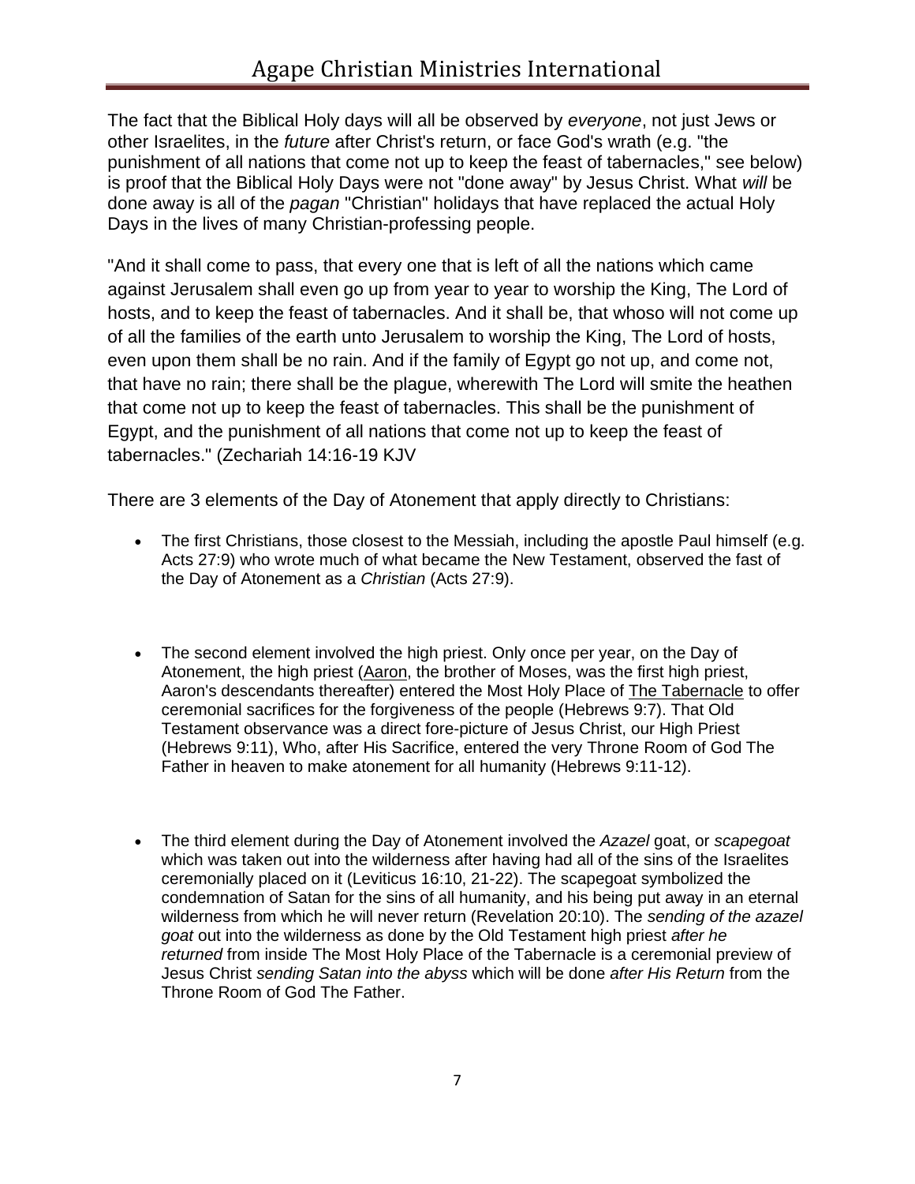The fact that the Biblical Holy days will all be observed by *everyone*, not just Jews or other Israelites, in the *future* after Christ's return, or face God's wrath (e.g. "the punishment of all nations that come not up to keep the feast of tabernacles," see below) is proof that the Biblical Holy Days were not "done away" by Jesus Christ. What *will* be done away is all of the *pagan* "Christian" holidays that have replaced the actual Holy Days in the lives of many Christian-professing people.

"And it shall come to pass, that every one that is left of all the nations which came against Jerusalem shall even go up from year to year to worship the King, The Lord of hosts, and to keep the feast of tabernacles. And it shall be, that whoso will not come up of all the families of the earth unto Jerusalem to worship the King, The Lord of hosts, even upon them shall be no rain. And if the family of Egypt go not up, and come not, that have no rain; there shall be the plague, wherewith The Lord will smite the heathen that come not up to keep the feast of tabernacles. This shall be the punishment of Egypt, and the punishment of all nations that come not up to keep the feast of tabernacles." (Zechariah 14:16-19 KJV

There are 3 elements of the Day of Atonement that apply directly to Christians:

- The first Christians, those closest to the Messiah, including the apostle Paul himself (e.g. Acts 27:9) who wrote much of what became the New Testament, observed the fast of the Day of Atonement as a *Christian* (Acts 27:9).

- The second element involved the high priest. Only once per year, on the Day of Atonement, the high priest (Aaron, the brother of Moses, was the first high priest, Aaron's descendants thereafter) entered the Most Holy Place of The Tabernacle to offer ceremonial sacrifices for the forgiveness of the people (Hebrews 9:7). That Old Testament observance was a direct fore-picture of Jesus Christ, our High Priest (Hebrews 9:11), Who, after His Sacrifice, entered the very Throne Room of God The Father in heaven to make atonement for all humanity (Hebrews 9:11-12).

- The third element during the Day of Atonement involved the *Azazel* goat, or *scapegoat* which was taken out into the wilderness after having had all of the sins of the Israelites ceremonially placed on it (Leviticus 16:10, 21-22). The scapegoat symbolized the condemnation of Satan for the sins of all humanity, and his being put away in an eternal wilderness from which he will never return (Revelation 20:10). The *sending of the azazel goat* out into the wilderness as done by the Old Testament high priest *after he returned* from inside The Most Holy Place of the Tabernacle is a ceremonial preview of Jesus Christ *sending Satan into the abyss* which will be done *after His Return* from the Throne Room of God The Father.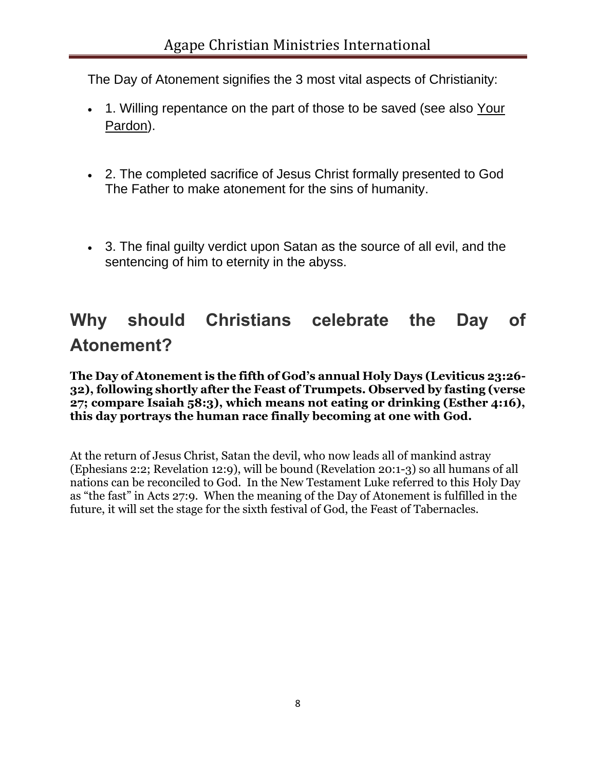The Day of Atonement signifies the 3 most vital aspects of Christianity:

- 1. Willing repentance on the part of those to be saved (see also Your Pardon).
- 2. The completed sacrifice of Jesus Christ formally presented to God The Father to make atonement for the sins of humanity.
- 3. The final guilty verdict upon Satan as the source of all evil, and the sentencing of him to eternity in the abyss.

## Why should Christians celebrate the Day of Atonement?

**The Day of Atonement is the fifth of God's annual Holy Days (Leviticus 23:26-32), following shortly after the Feast of Trumpets. Observed by fasting (verse 27; compare Isaiah 58:3), which means not eating or drinking (Esther 4:16), this day portrays the human race finally becoming at one with God.**

At the return of Jesus Christ, Satan the devil, who now leads all of mankind astray (Ephesians 2:2; Revelation 12:9), will be bound (Revelation 20:1-3) so all humans of all nations can be reconciled to God. In the New Testament Luke referred to this Holy Day as "the fast" in Acts 27:9. When the meaning of the Day of Atonement is fulfilled in the future, it will set the stage for the sixth festival of God, the Feast of Tabernacles.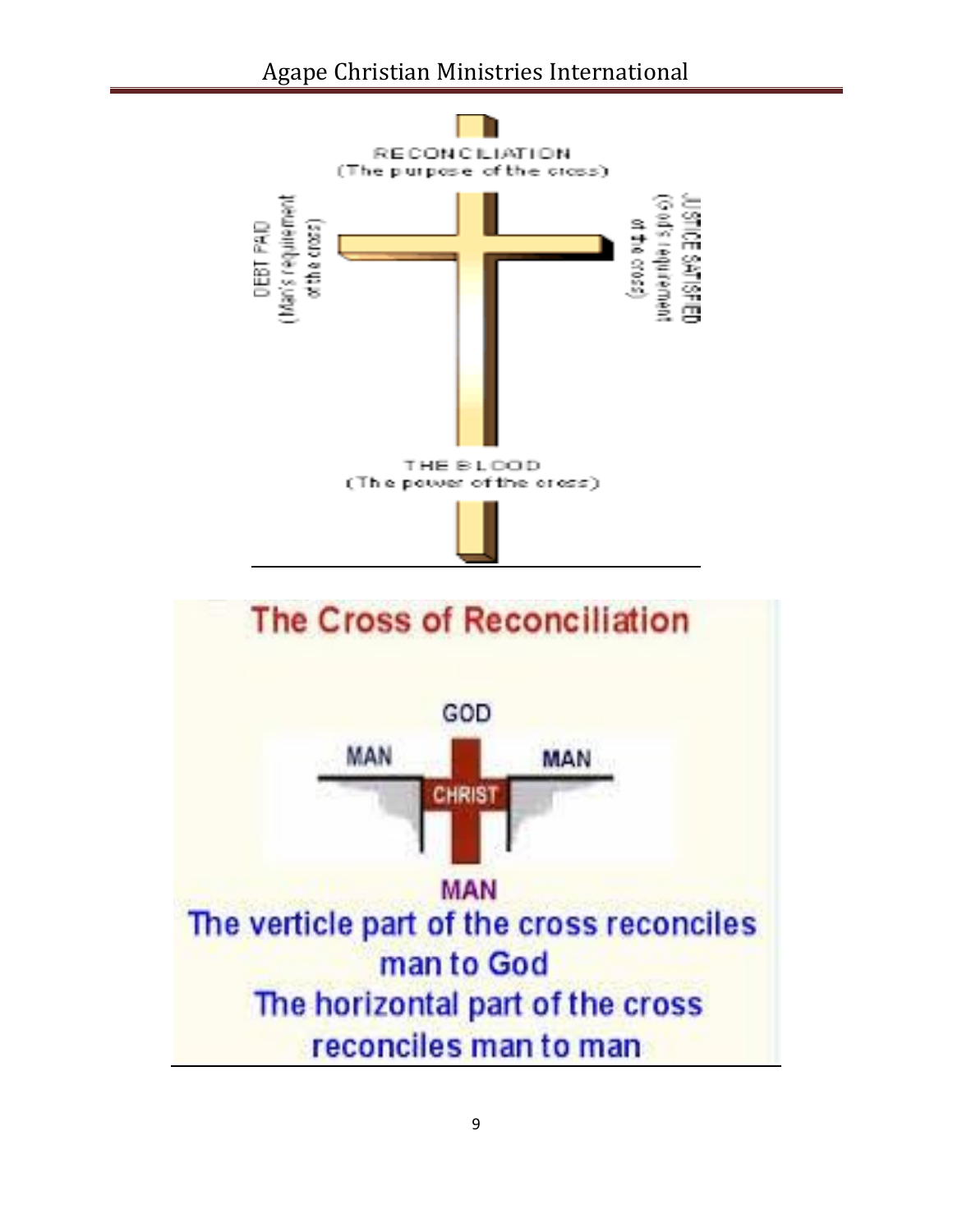RECONCILIATION
(The purpose of the cross)

DEBT PAID
(Man's requirement of the cross)

JUSTICE SATISFIED
(God's requirement of the cross)

THE BLOOD
(The power of the cross)

## The Cross of Reconciliation

GOD

MAN — CHRIST — MAN

MAN

The verticle part of the cross reconciles man to God

The horizontal part of the cross reconciles man to man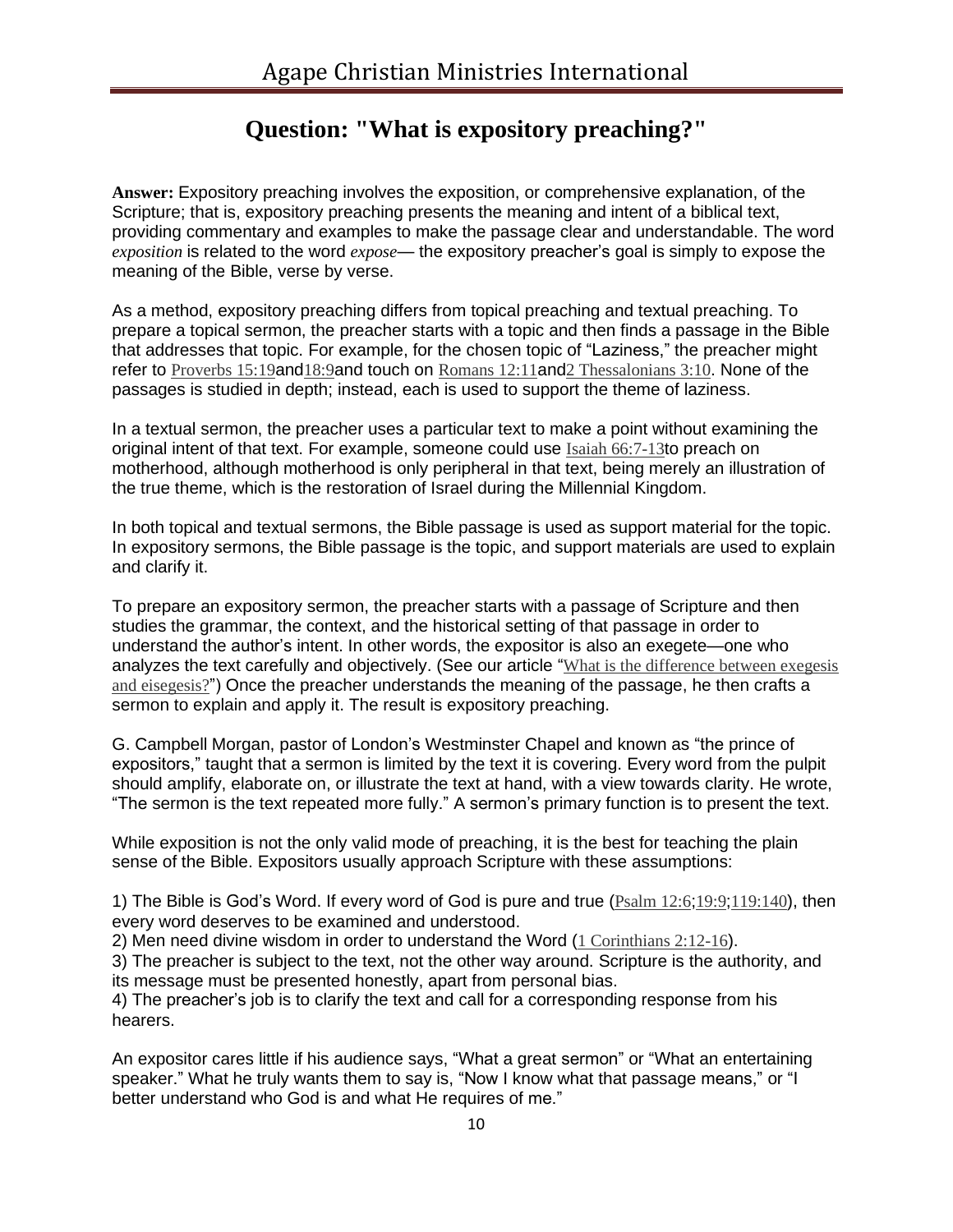## Question: "What is expository preaching?"

**Answer:** Expository preaching involves the exposition, or comprehensive explanation, of the Scripture; that is, expository preaching presents the meaning and intent of a biblical text, providing commentary and examples to make the passage clear and understandable. The word *exposition* is related to the word *expose*— the expository preacher's goal is simply to expose the meaning of the Bible, verse by verse.

As a method, expository preaching differs from topical preaching and textual preaching. To prepare a topical sermon, the preacher starts with a topic and then finds a passage in the Bible that addresses that topic. For example, for the chosen topic of "Laziness," the preacher might refer to Proverbs 15:19and18:9and touch on Romans 12:11and2 Thessalonians 3:10. None of the passages is studied in depth; instead, each is used to support the theme of laziness.

In a textual sermon, the preacher uses a particular text to make a point without examining the original intent of that text. For example, someone could use Isaiah 66:7-13to preach on motherhood, although motherhood is only peripheral in that text, being merely an illustration of the true theme, which is the restoration of Israel during the Millennial Kingdom.

In both topical and textual sermons, the Bible passage is used as support material for the topic. In expository sermons, the Bible passage is the topic, and support materials are used to explain and clarify it.

To prepare an expository sermon, the preacher starts with a passage of Scripture and then studies the grammar, the context, and the historical setting of that passage in order to understand the author's intent. In other words, the expositor is also an exegete—one who analyzes the text carefully and objectively. (See our article "What is the difference between exegesis and eisegesis?") Once the preacher understands the meaning of the passage, he then crafts a sermon to explain and apply it. The result is expository preaching.

G. Campbell Morgan, pastor of London's Westminster Chapel and known as "the prince of expositors," taught that a sermon is limited by the text it is covering. Every word from the pulpit should amplify, elaborate on, or illustrate the text at hand, with a view towards clarity. He wrote, "The sermon is the text repeated more fully." A sermon's primary function is to present the text.

While exposition is not the only valid mode of preaching, it is the best for teaching the plain sense of the Bible. Expositors usually approach Scripture with these assumptions:

1) The Bible is God's Word. If every word of God is pure and true (Psalm 12:6;19:9;119:140), then every word deserves to be examined and understood.
2) Men need divine wisdom in order to understand the Word (1 Corinthians 2:12-16).
3) The preacher is subject to the text, not the other way around. Scripture is the authority, and its message must be presented honestly, apart from personal bias.
4) The preacher's job is to clarify the text and call for a corresponding response from his hearers.

An expositor cares little if his audience says, "What a great sermon" or "What an entertaining speaker." What he truly wants them to say is, "Now I know what that passage means," or "I better understand who God is and what He requires of me."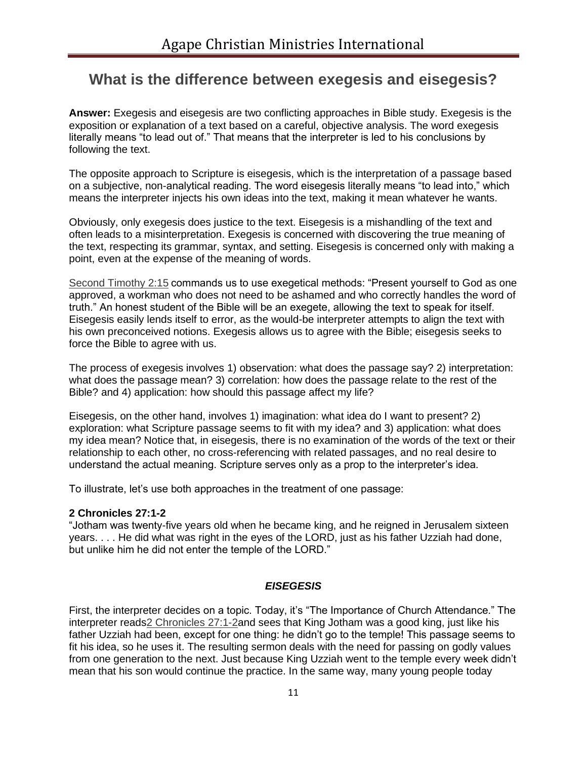# What is the difference between exegesis and eisegesis?

**Answer:** Exegesis and eisegesis are two conflicting approaches in Bible study. Exegesis is the exposition or explanation of a text based on a careful, objective analysis. The word exegesis literally means "to lead out of." That means that the interpreter is led to his conclusions by following the text.

The opposite approach to Scripture is eisegesis, which is the interpretation of a passage based on a subjective, non-analytical reading. The word eisegesis literally means "to lead into," which means the interpreter injects his own ideas into the text, making it mean whatever he wants.

Obviously, only exegesis does justice to the text. Eisegesis is a mishandling of the text and often leads to a misinterpretation. Exegesis is concerned with discovering the true meaning of the text, respecting its grammar, syntax, and setting. Eisegesis is concerned only with making a point, even at the expense of the meaning of words.

Second Timothy 2:15 commands us to use exegetical methods: "Present yourself to God as one approved, a workman who does not need to be ashamed and who correctly handles the word of truth." An honest student of the Bible will be an exegete, allowing the text to speak for itself. Eisegesis easily lends itself to error, as the would-be interpreter attempts to align the text with his own preconceived notions. Exegesis allows us to agree with the Bible; eisegesis seeks to force the Bible to agree with us.

The process of exegesis involves 1) observation: what does the passage say? 2) interpretation: what does the passage mean? 3) correlation: how does the passage relate to the rest of the Bible? and 4) application: how should this passage affect my life?

Eisegesis, on the other hand, involves 1) imagination: what idea do I want to present? 2) exploration: what Scripture passage seems to fit with my idea? and 3) application: what does my idea mean? Notice that, in eisegesis, there is no examination of the words of the text or their relationship to each other, no cross-referencing with related passages, and no real desire to understand the actual meaning. Scripture serves only as a prop to the interpreter's idea.

To illustrate, let's use both approaches in the treatment of one passage:

**2 Chronicles 27:1-2**
"Jotham was twenty-five years old when he became king, and he reigned in Jerusalem sixteen years. . . . He did what was right in the eyes of the LORD, just as his father Uzziah had done, but unlike him he did not enter the temple of the LORD."

### *EISEGESIS*

First, the interpreter decides on a topic. Today, it's "The Importance of Church Attendance." The interpreter reads 2 Chronicles 27:1-2 and sees that King Jotham was a good king, just like his father Uzziah had been, except for one thing: he didn't go to the temple! This passage seems to fit his idea, so he uses it. The resulting sermon deals with the need for passing on godly values from one generation to the next. Just because King Uzziah went to the temple every week didn't mean that his son would continue the practice. In the same way, many young people today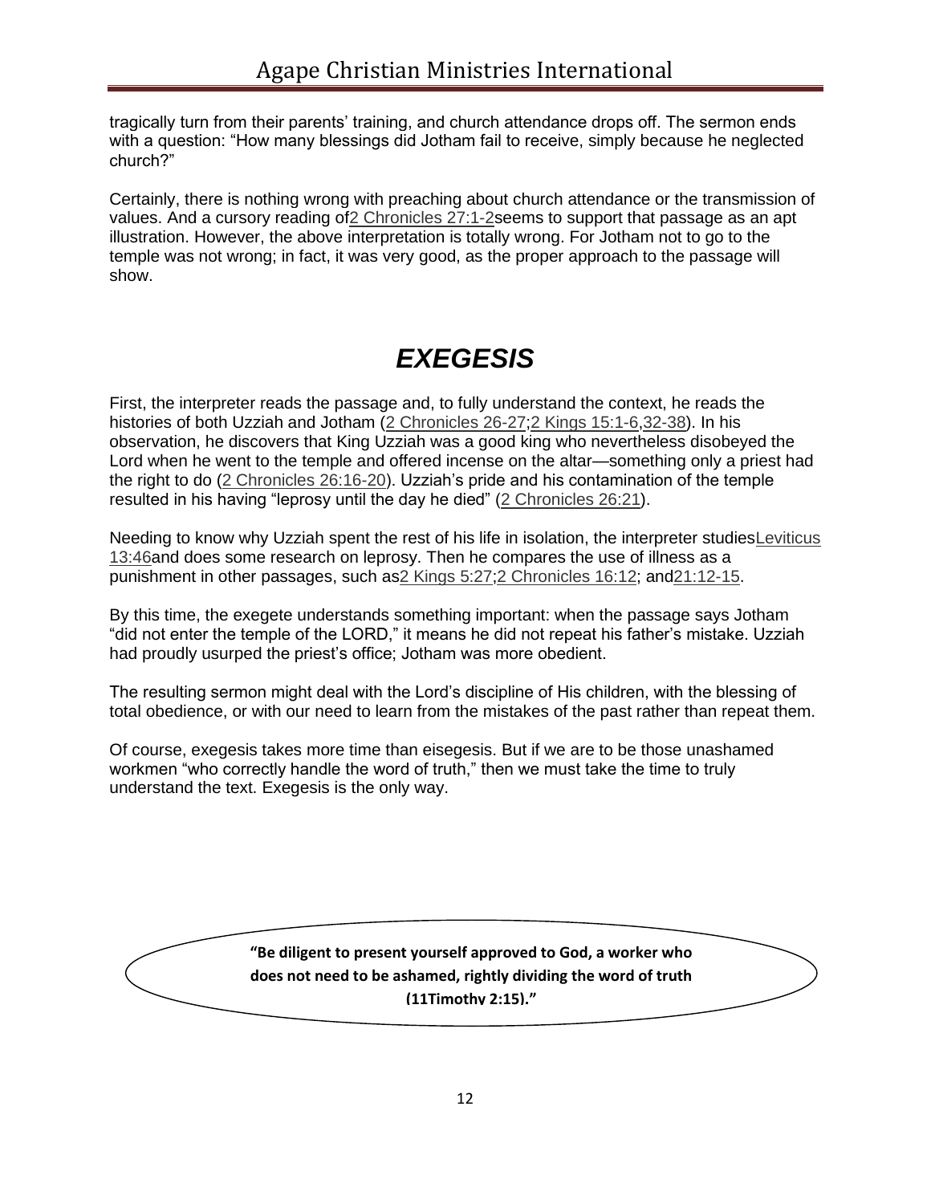tragically turn from their parents' training, and church attendance drops off. The sermon ends with a question: "How many blessings did Jotham fail to receive, simply because he neglected church?"

Certainly, there is nothing wrong with preaching about church attendance or the transmission of values. And a cursory reading of2 Chronicles 27:1-2seems to support that passage as an apt illustration. However, the above interpretation is totally wrong. For Jotham not to go to the temple was not wrong; in fact, it was very good, as the proper approach to the passage will show.

# *EXEGESIS*

First, the interpreter reads the passage and, to fully understand the context, he reads the histories of both Uzziah and Jotham (2 Chronicles 26-27;2 Kings 15:1-6,32-38). In his observation, he discovers that King Uzziah was a good king who nevertheless disobeyed the Lord when he went to the temple and offered incense on the altar—something only a priest had the right to do (2 Chronicles 26:16-20). Uzziah's pride and his contamination of the temple resulted in his having "leprosy until the day he died" (2 Chronicles 26:21).

Needing to know why Uzziah spent the rest of his life in isolation, the interpreter studiesLeviticus 13:46and does some research on leprosy. Then he compares the use of illness as a punishment in other passages, such as2 Kings 5:27;2 Chronicles 16:12; and21:12-15.

By this time, the exegete understands something important: when the passage says Jotham "did not enter the temple of the LORD," it means he did not repeat his father's mistake. Uzziah had proudly usurped the priest's office; Jotham was more obedient.

The resulting sermon might deal with the Lord's discipline of His children, with the blessing of total obedience, or with our need to learn from the mistakes of the past rather than repeat them.

Of course, exegesis takes more time than eisegesis. But if we are to be those unashamed workmen "who correctly handle the word of truth," then we must take the time to truly understand the text. Exegesis is the only way.

**"Be diligent to present yourself approved to God, a worker who does not need to be ashamed, rightly dividing the word of truth (11Timothy 2:15)."**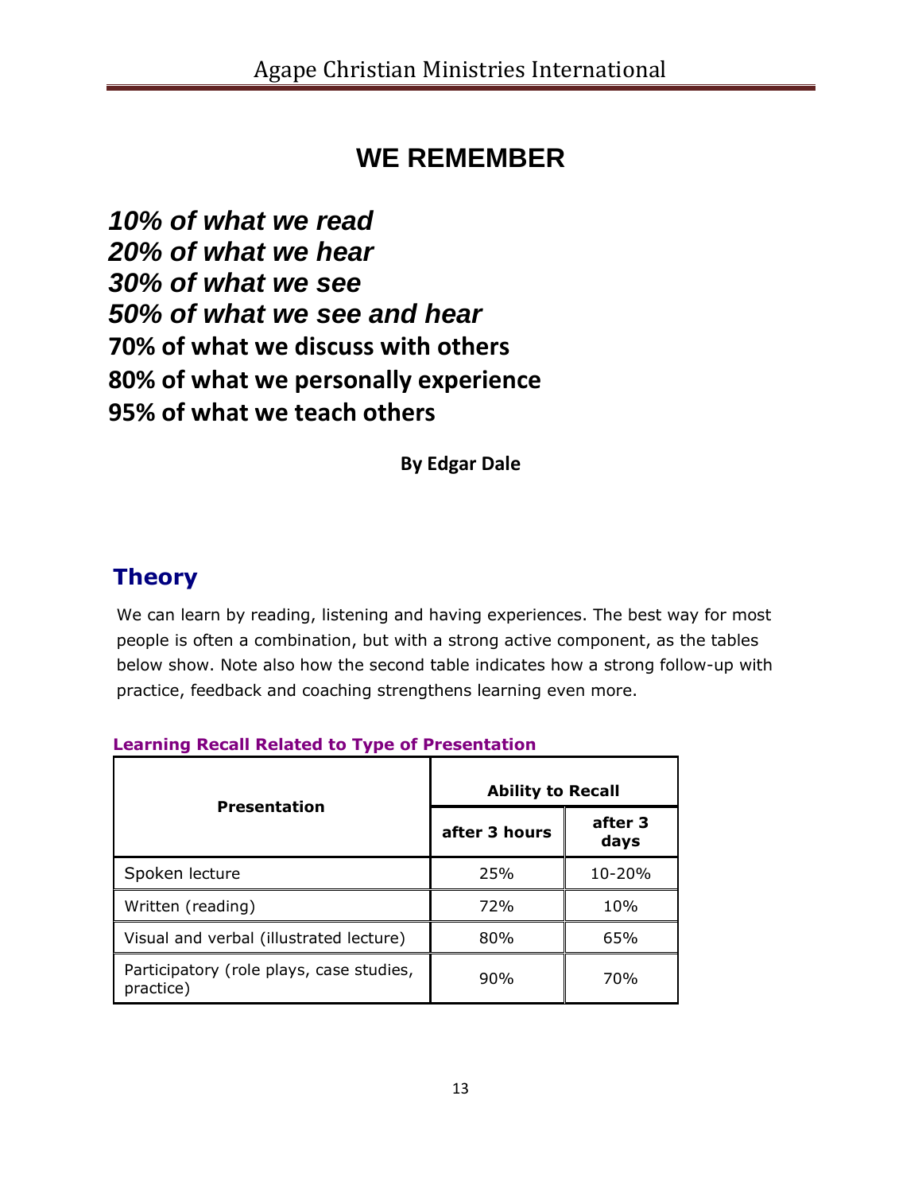# WE REMEMBER

***10% of what we read***
***20% of what we hear***
***30% of what we see***
***50% of what we see and hear***
**70% of what we discuss with others**
**80% of what we personally experience**
**95% of what we teach others**

**By Edgar Dale**

## Theory

We can learn by reading, listening and having experiences. The best way for most people is often a combination, but with a strong active component, as the tables below show. Note also how the second table indicates how a strong follow-up with practice, feedback and coaching strengthens learning even more.

**Learning Recall Related to Type of Presentation**

| Presentation | Ability to Recall | |
|---|---|---|
| | after 3 hours | after 3 days |
| Spoken lecture | 25% | 10-20% |
| Written (reading) | 72% | 10% |
| Visual and verbal (illustrated lecture) | 80% | 65% |
| Participatory (role plays, case studies, practice) | 90% | 70% |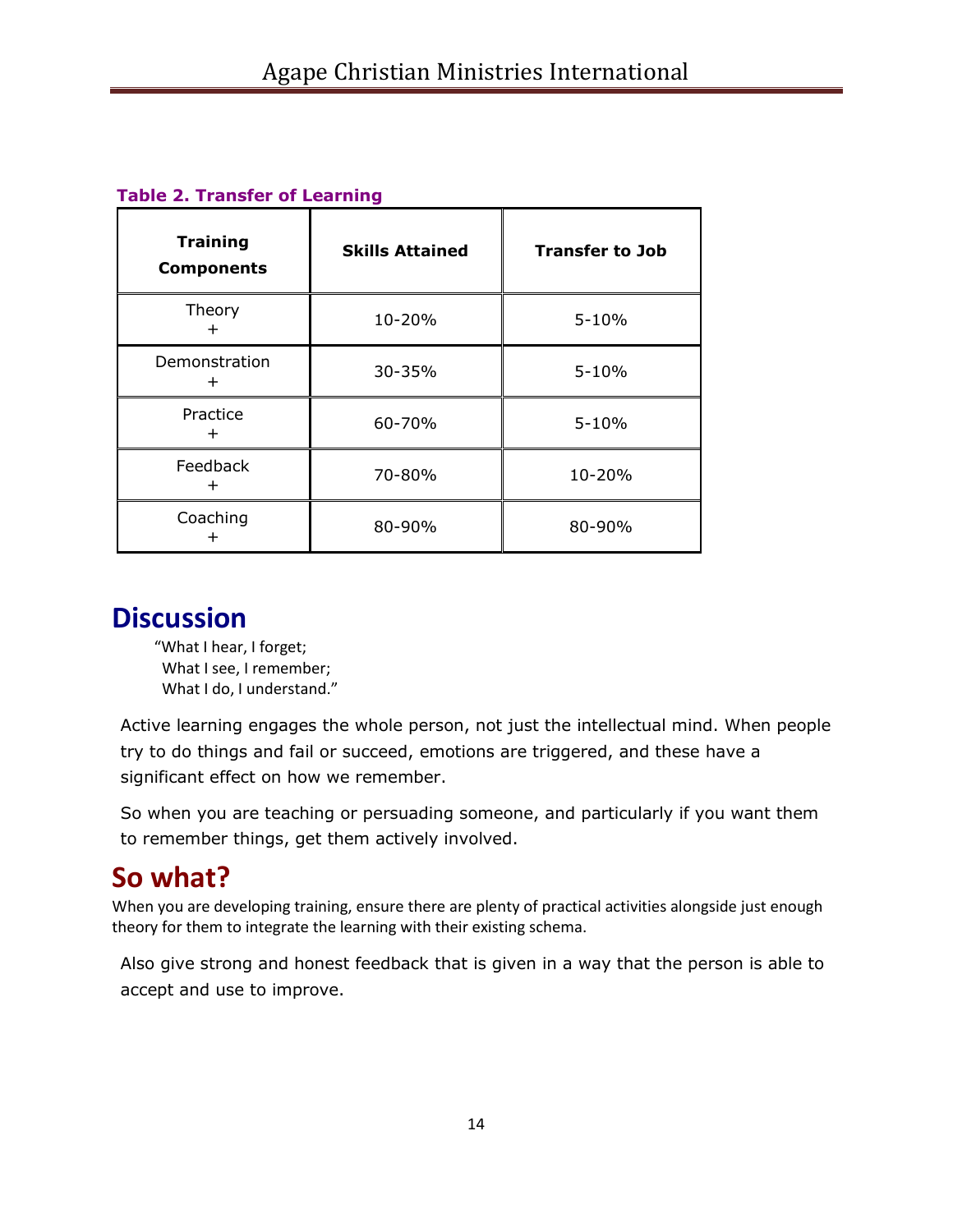**Table 2. Transfer of Learning**

| Training Components | Skills Attained | Transfer to Job |
|---|---|---|
| Theory + | 10-20% | 5-10% |
| Demonstration + | 30-35% | 5-10% |
| Practice + | 60-70% | 5-10% |
| Feedback + | 70-80% | 10-20% |
| Coaching + | 80-90% | 80-90% |

# Discussion

"What I hear, I forget;
What I see, I remember;
What I do, I understand."

Active learning engages the whole person, not just the intellectual mind. When people try to do things and fail or succeed, emotions are triggered, and these have a significant effect on how we remember.

So when you are teaching or persuading someone, and particularly if you want them to remember things, get them actively involved.

# So what?

When you are developing training, ensure there are plenty of practical activities alongside just enough theory for them to integrate the learning with their existing schema.

Also give strong and honest feedback that is given in a way that the person is able to accept and use to improve.